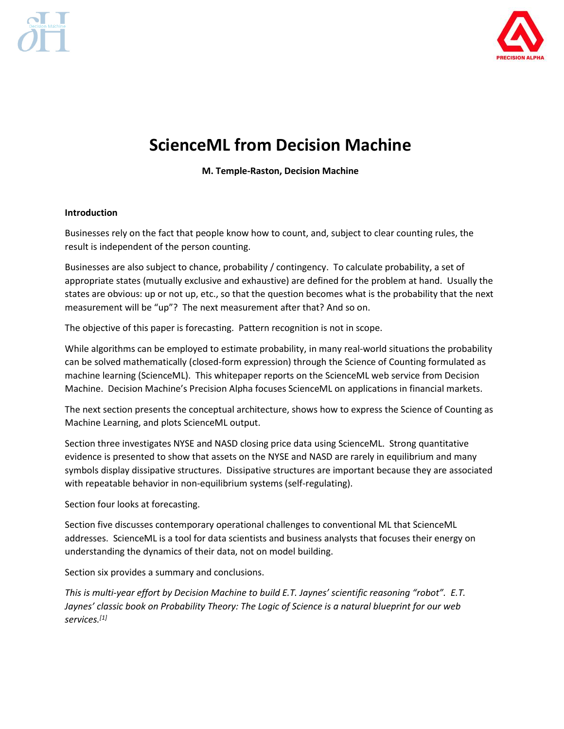# ScienceML from Decision Machine

**M. Temple-Raston, Decision Machine**

## Introduction

Businesses rely on the fact that people know how to count, and, subject to clear counting rules, the result is independent of the person counting.

Businesses are also subject to chance, probability / contingency. To calculate probability, a set of appropriate states (mutually exclusive and exhaustive) are defined for the problem at hand. Usually the states are obvious: up or not up, etc., so that the question becomes what is the probability that the next measurement will be "up"? The next measurement after that? And so on.

The objective of this paper is forecasting. Pattern recognition is not in scope.

While algorithms can be employed to estimate probability, in many real-world situations the probability can be solved mathematically (closed-form expression) through the Science of Counting formulated as machine learning (ScienceML). This whitepaper reports on the ScienceML web service from Decision Machine. Decision Machine's Precision Alpha focuses ScienceML on applications in financial markets.

The next section presents the conceptual architecture, shows how to express the Science of Counting as Machine Learning, and plots ScienceML output.

Section three investigates NYSE and NASD closing price data using ScienceML. Strong quantitative evidence is presented to show that assets on the NYSE and NASD are rarely in equilibrium and many symbols display dissipative structures. Dissipative structures are important because they are associated with repeatable behavior in non-equilibrium systems (self-regulating).

Section four looks at forecasting.

Section five discusses contemporary operational challenges to conventional ML that ScienceML addresses. ScienceML is a tool for data scientists and business analysts that focuses their energy on understanding the dynamics of their data, not on model building.

Section six provides a summary and conclusions.

*This is multi-year effort by Decision Machine to build E.T. Jaynes' scientific reasoning "robot". E.T. Jaynes' classic book on Probability Theory: The Logic of Science is a natural blueprint for our web services.*[1]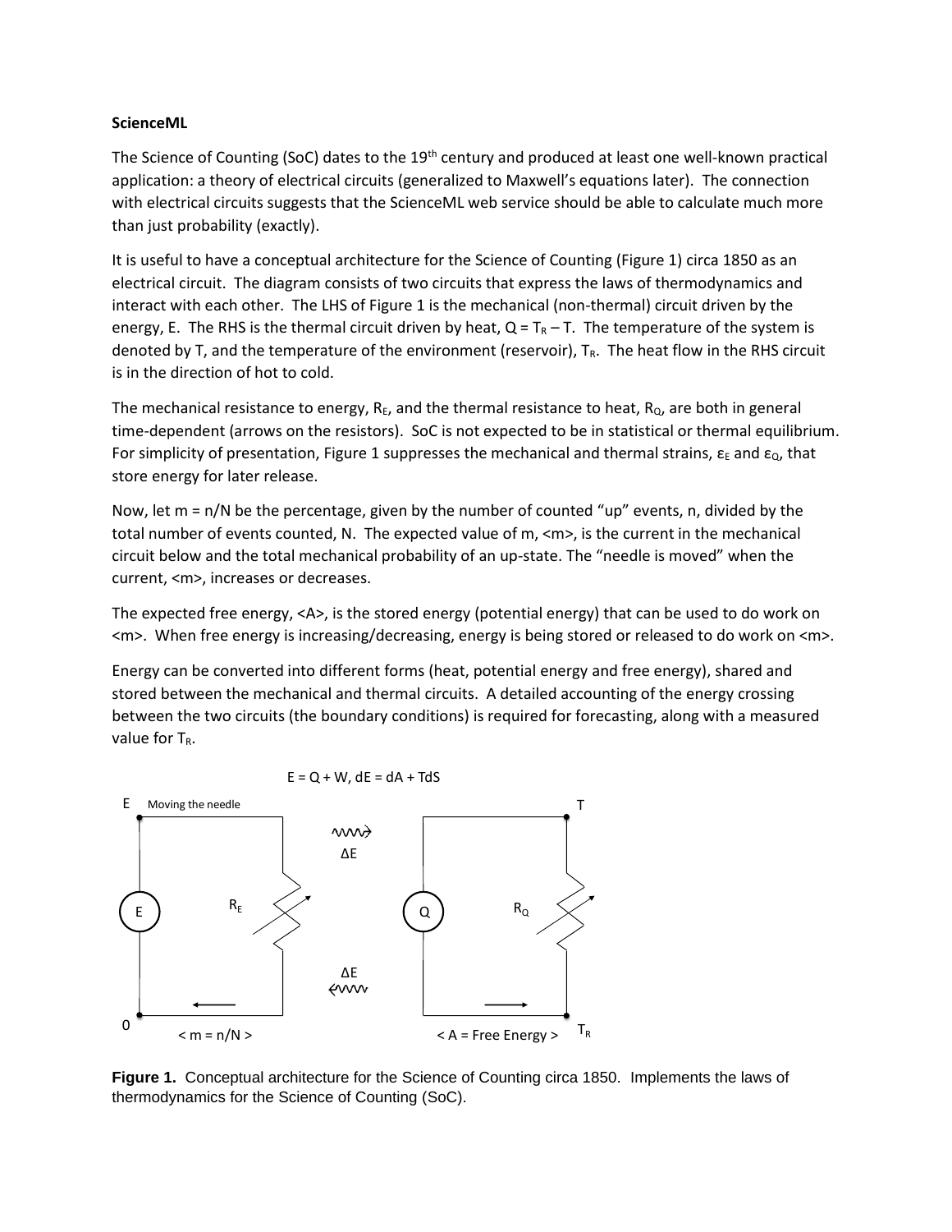**ScienceML**

The Science of Counting (SoC) dates to the 19th century and produced at least one well-known practical application: a theory of electrical circuits (generalized to Maxwell's equations later). The connection with electrical circuits suggests that the ScienceML web service should be able to calculate much more than just probability (exactly).

It is useful to have a conceptual architecture for the Science of Counting (Figure 1) circa 1850 as an electrical circuit. The diagram consists of two circuits that express the laws of thermodynamics and interact with each other. The LHS of Figure 1 is the mechanical (non-thermal) circuit driven by the energy, E. The RHS is the thermal circuit driven by heat, $Q = T_R - T$. The temperature of the system is denoted by T, and the temperature of the environment (reservoir), $T_R$. The heat flow in the RHS circuit is in the direction of hot to cold.

The mechanical resistance to energy, $R_E$, and the thermal resistance to heat, $R_Q$, are both in general time-dependent (arrows on the resistors). SoC is not expected to be in statistical or thermal equilibrium. For simplicity of presentation, Figure 1 suppresses the mechanical and thermal strains, $\varepsilon_E$ and $\varepsilon_Q$, that store energy for later release.

Now, let m = n/N be the percentage, given by the number of counted "up" events, n, divided by the total number of events counted, N. The expected value of m, <m>, is the current in the mechanical circuit below and the total mechanical probability of an up-state. The "needle is moved" when the current, <m>, increases or decreases.

The expected free energy, <A>, is the stored energy (potential energy) that can be used to do work on <m>. When free energy is increasing/decreasing, energy is being stored or released to do work on <m>.

Energy can be converted into different forms (heat, potential energy and free energy), shared and stored between the mechanical and thermal circuits. A detailed accounting of the energy crossing between the two circuits (the boundary conditions) is required for forecasting, along with a measured value for $T_R$.

$$E = Q + W, \; dE = dA + TdS$$

E Moving the needle | T | E | $R_E$ | Q | $R_Q$ | $\Delta E$ | $\Delta E$ | 0 | < m = n/N > | < A = Free Energy > | $T_R$

**Figure 1.** Conceptual architecture for the Science of Counting circa 1850. Implements the laws of thermodynamics for the Science of Counting (SoC).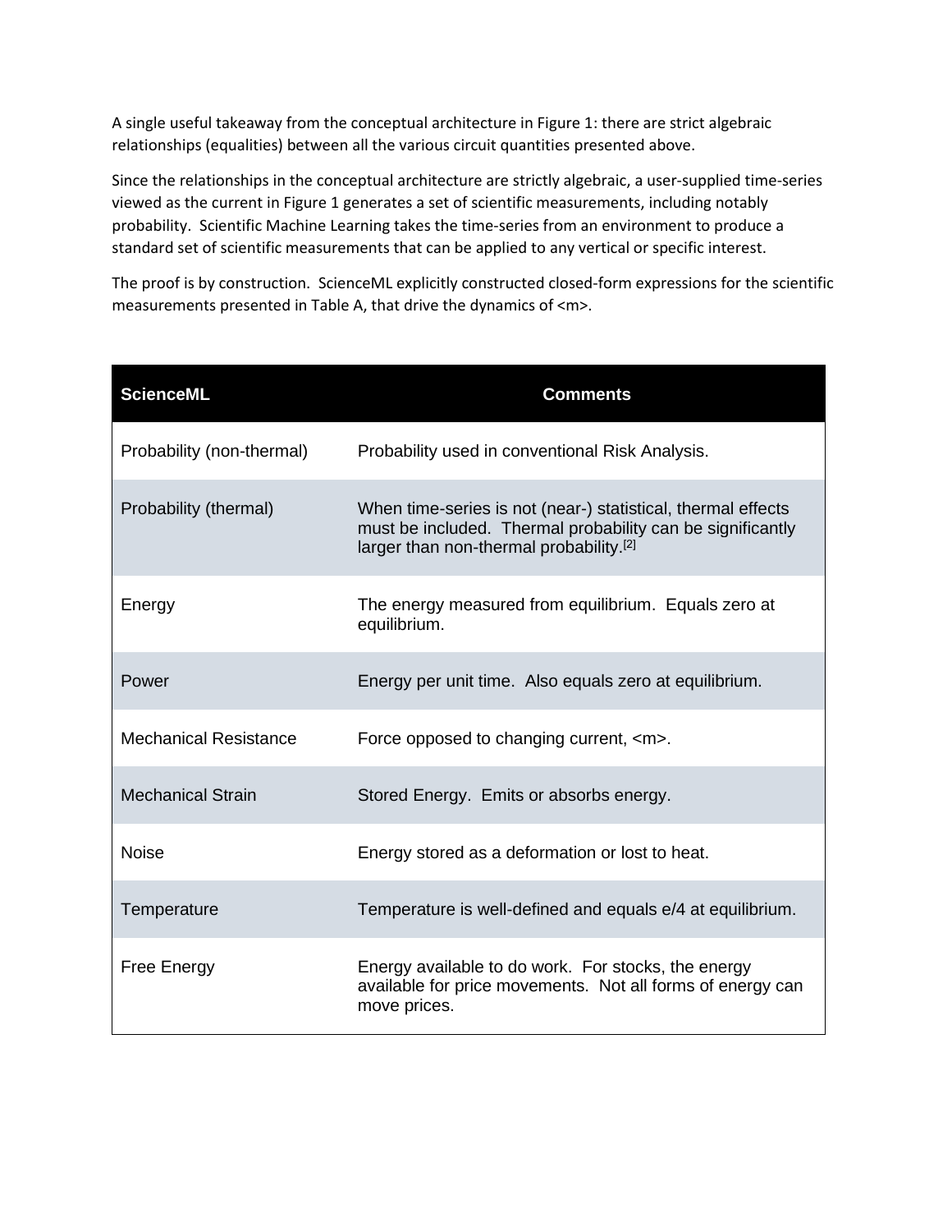A single useful takeaway from the conceptual architecture in Figure 1: there are strict algebraic relationships (equalities) between all the various circuit quantities presented above.

Since the relationships in the conceptual architecture are strictly algebraic, a user-supplied time-series viewed as the current in Figure 1 generates a set of scientific measurements, including notably probability. Scientific Machine Learning takes the time-series from an environment to produce a standard set of scientific measurements that can be applied to any vertical or specific interest.

The proof is by construction. ScienceML explicitly constructed closed-form expressions for the scientific measurements presented in Table A, that drive the dynamics of <m>.

| ScienceML | Comments |
| --- | --- |
| Probability (non-thermal) | Probability used in conventional Risk Analysis. |
| Probability (thermal) | When time-series is not (near-) statistical, thermal effects must be included. Thermal probability can be significantly larger than non-thermal probability.[2] |
| Energy | The energy measured from equilibrium. Equals zero at equilibrium. |
| Power | Energy per unit time. Also equals zero at equilibrium. |
| Mechanical Resistance | Force opposed to changing current, <m>. |
| Mechanical Strain | Stored Energy. Emits or absorbs energy. |
| Noise | Energy stored as a deformation or lost to heat. |
| Temperature | Temperature is well-defined and equals e/4 at equilibrium. |
| Free Energy | Energy available to do work. For stocks, the energy available for price movements. Not all forms of energy can move prices. |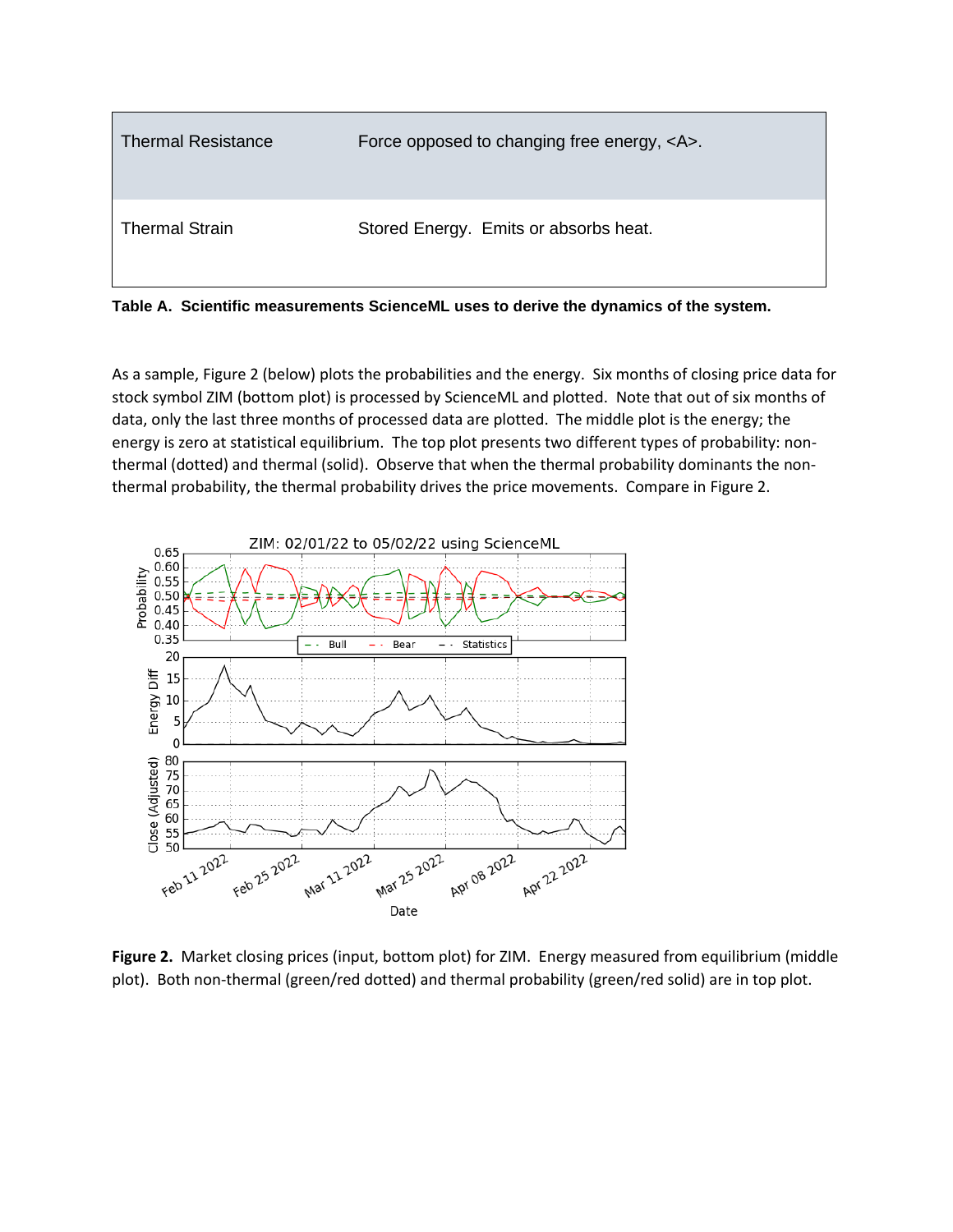| Thermal Resistance | Force opposed to changing free energy, <A>. |
|---|---|
| Thermal Strain | Stored Energy. Emits or absorbs heat. |

**Table A. Scientific measurements ScienceML uses to derive the dynamics of the system.**

As a sample, Figure 2 (below) plots the probabilities and the energy. Six months of closing price data for stock symbol ZIM (bottom plot) is processed by ScienceML and plotted. Note that out of six months of data, only the last three months of processed data are plotted. The middle plot is the energy; the energy is zero at statistical equilibrium. The top plot presents two different types of probability: non-thermal (dotted) and thermal (solid). Observe that when the thermal probability dominants the non-thermal probability, the thermal probability drives the price movements. Compare in Figure 2.

**Figure 2.** Market closing prices (input, bottom plot) for ZIM. Energy measured from equilibrium (middle plot). Both non-thermal (green/red dotted) and thermal probability (green/red solid) are in top plot.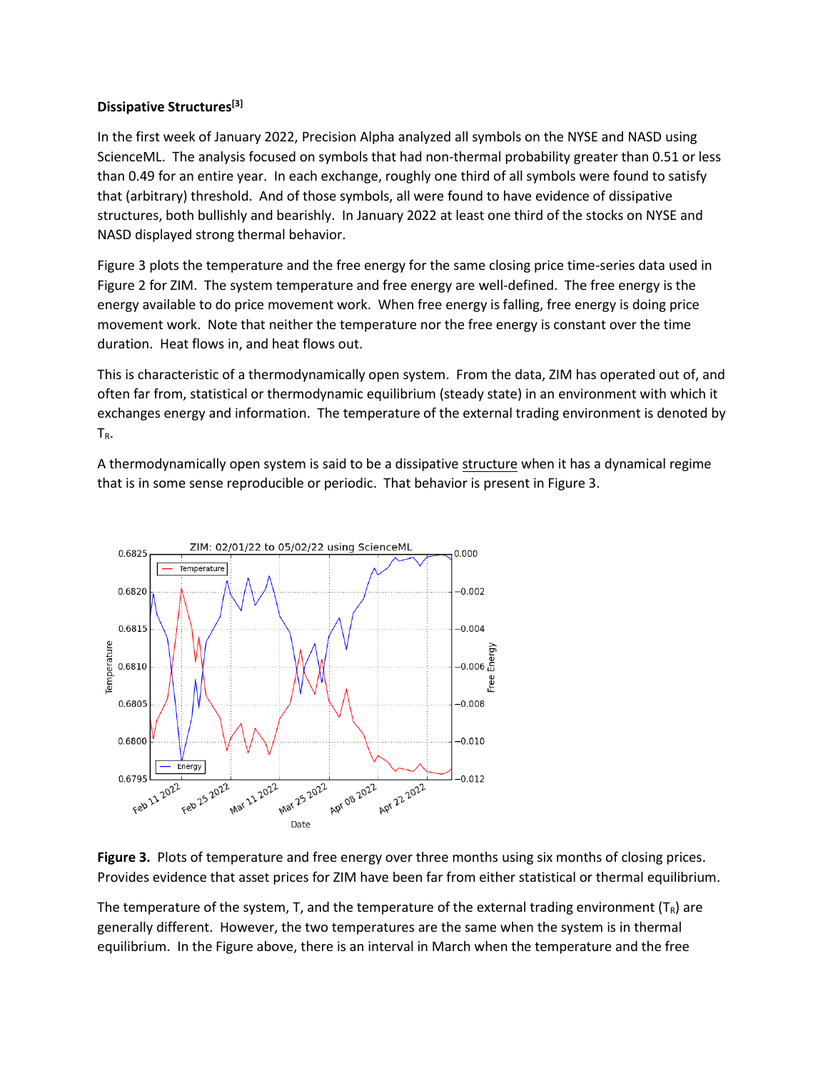**Dissipative Structures[3]**

In the first week of January 2022, Precision Alpha analyzed all symbols on the NYSE and NASD using ScienceML. The analysis focused on symbols that had non-thermal probability greater than 0.51 or less than 0.49 for an entire year. In each exchange, roughly one third of all symbols were found to satisfy that (arbitrary) threshold. And of those symbols, all were found to have evidence of dissipative structures, both bullishly and bearishly. In January 2022 at least one third of the stocks on NYSE and NASD displayed strong thermal behavior.

Figure 3 plots the temperature and the free energy for the same closing price time-series data used in Figure 2 for ZIM. The system temperature and free energy are well-defined. The free energy is the energy available to do price movement work. When free energy is falling, free energy is doing price movement work. Note that neither the temperature nor the free energy is constant over the time duration. Heat flows in, and heat flows out.

This is characteristic of a thermodynamically open system. From the data, ZIM has operated out of, and often far from, statistical or thermodynamic equilibrium (steady state) in an environment with which it exchanges energy and information. The temperature of the external trading environment is denoted by $T_R$.

A thermodynamically open system is said to be a dissipative structure when it has a dynamical regime that is in some sense reproducible or periodic. That behavior is present in Figure 3.

**Figure 3.** Plots of temperature and free energy over three months using six months of closing prices. Provides evidence that asset prices for ZIM have been far from either statistical or thermal equilibrium.

The temperature of the system, T, and the temperature of the external trading environment ($T_R$) are generally different. However, the two temperatures are the same when the system is in thermal equilibrium. In the Figure above, there is an interval in March when the temperature and the free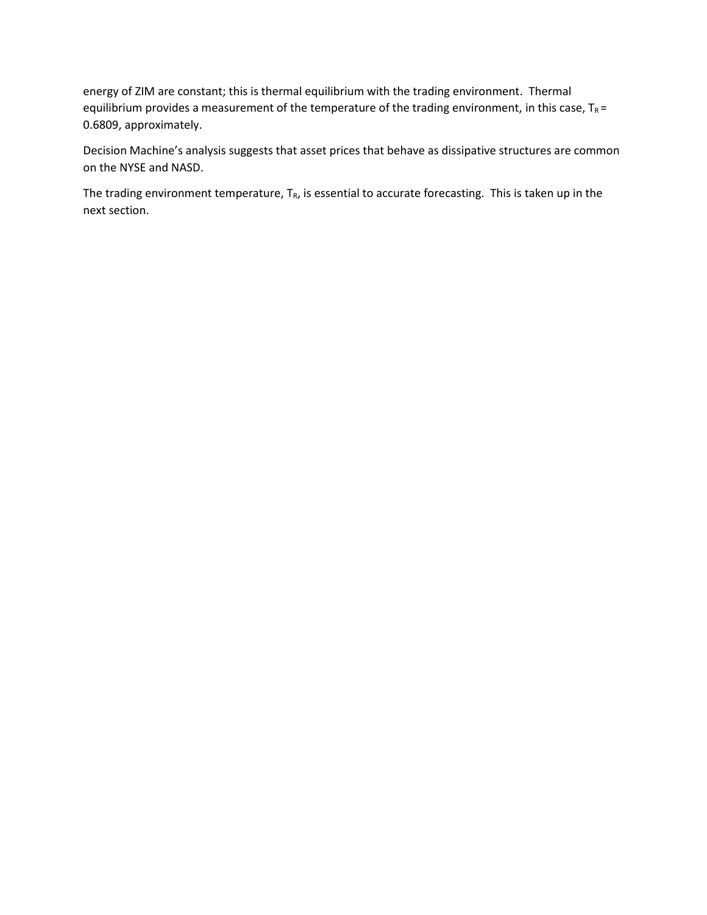energy of ZIM are constant; this is thermal equilibrium with the trading environment. Thermal equilibrium provides a measurement of the temperature of the trading environment, in this case, $T_R = 0.6809$, approximately.

Decision Machine's analysis suggests that asset prices that behave as dissipative structures are common on the NYSE and NASD.

The trading environment temperature, $T_R$, is essential to accurate forecasting. This is taken up in the next section.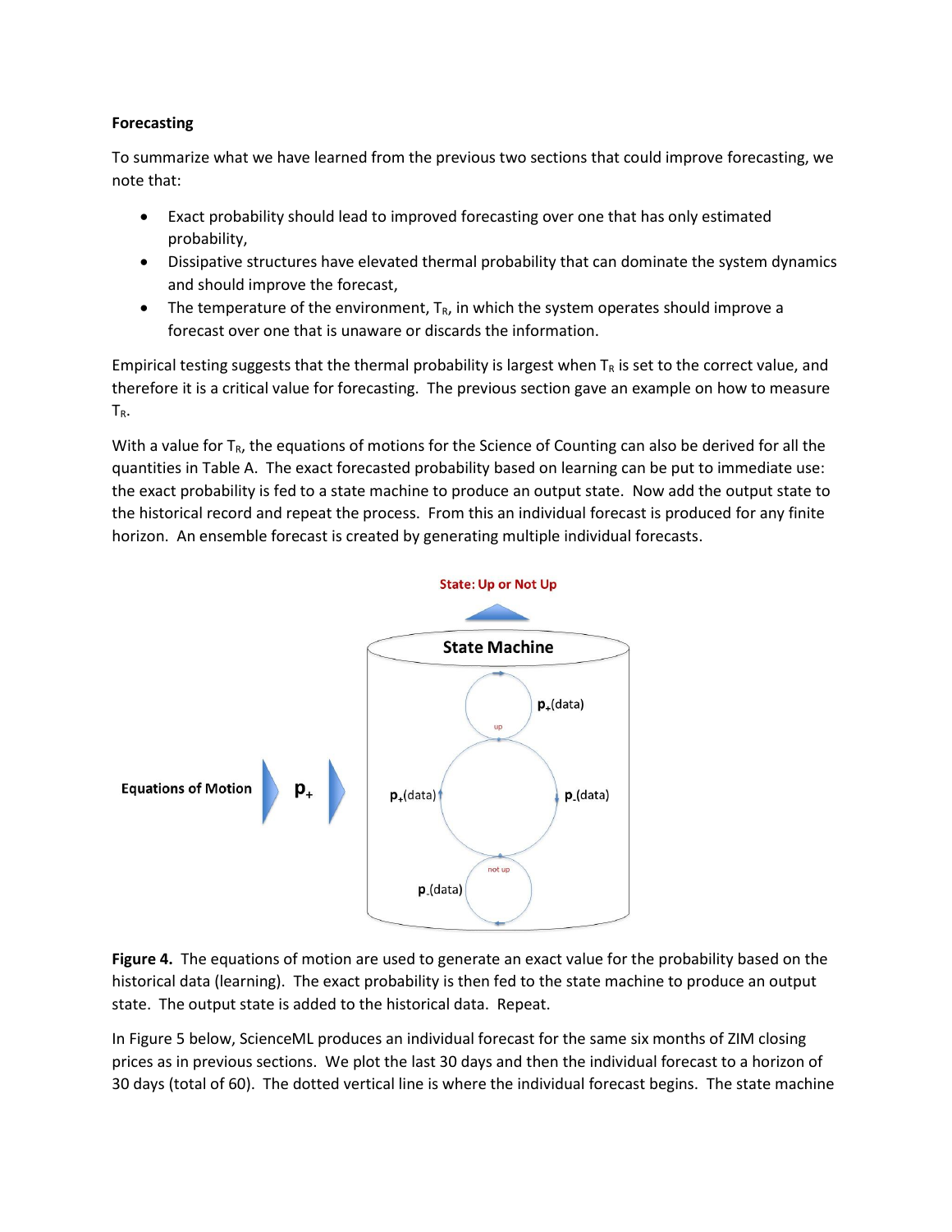**Forecasting**

To summarize what we have learned from the previous two sections that could improve forecasting, we note that:

- Exact probability should lead to improved forecasting over one that has only estimated probability,
- Dissipative structures have elevated thermal probability that can dominate the system dynamics and should improve the forecast,
- The temperature of the environment, $T_R$, in which the system operates should improve a forecast over one that is unaware or discards the information.

Empirical testing suggests that the thermal probability is largest when $T_R$ is set to the correct value, and therefore it is a critical value for forecasting. The previous section gave an example on how to measure $T_R$.

With a value for $T_R$, the equations of motions for the Science of Counting can also be derived for all the quantities in Table A. The exact forecasted probability based on learning can be put to immediate use: the exact probability is fed to a state machine to produce an output state. Now add the output state to the historical record and repeat the process. From this an individual forecast is produced for any finite horizon. An ensemble forecast is created by generating multiple individual forecasts.

State: Up or Not Up

Equations of Motion → $p_+$ → State Machine ($p_+$(data), $p_-$(data), up, not up)

**Figure 4.** The equations of motion are used to generate an exact value for the probability based on the historical data (learning). The exact probability is then fed to the state machine to produce an output state. The output state is added to the historical data. Repeat.

In Figure 5 below, ScienceML produces an individual forecast for the same six months of ZIM closing prices as in previous sections. We plot the last 30 days and then the individual forecast to a horizon of 30 days (total of 60). The dotted vertical line is where the individual forecast begins. The state machine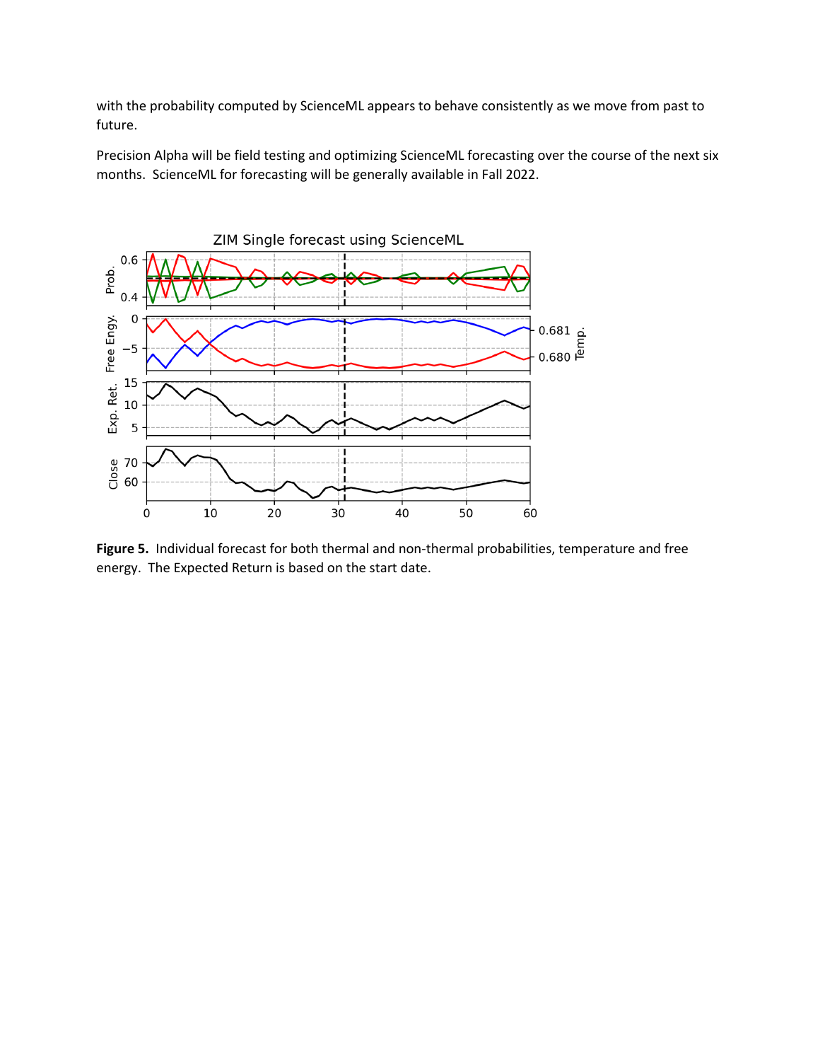with the probability computed by ScienceML appears to behave consistently as we move from past to future.

Precision Alpha will be field testing and optimizing ScienceML forecasting over the course of the next six months. ScienceML for forecasting will be generally available in Fall 2022.

**Figure 5.** Individual forecast for both thermal and non-thermal probabilities, temperature and free energy. The Expected Return is based on the start date.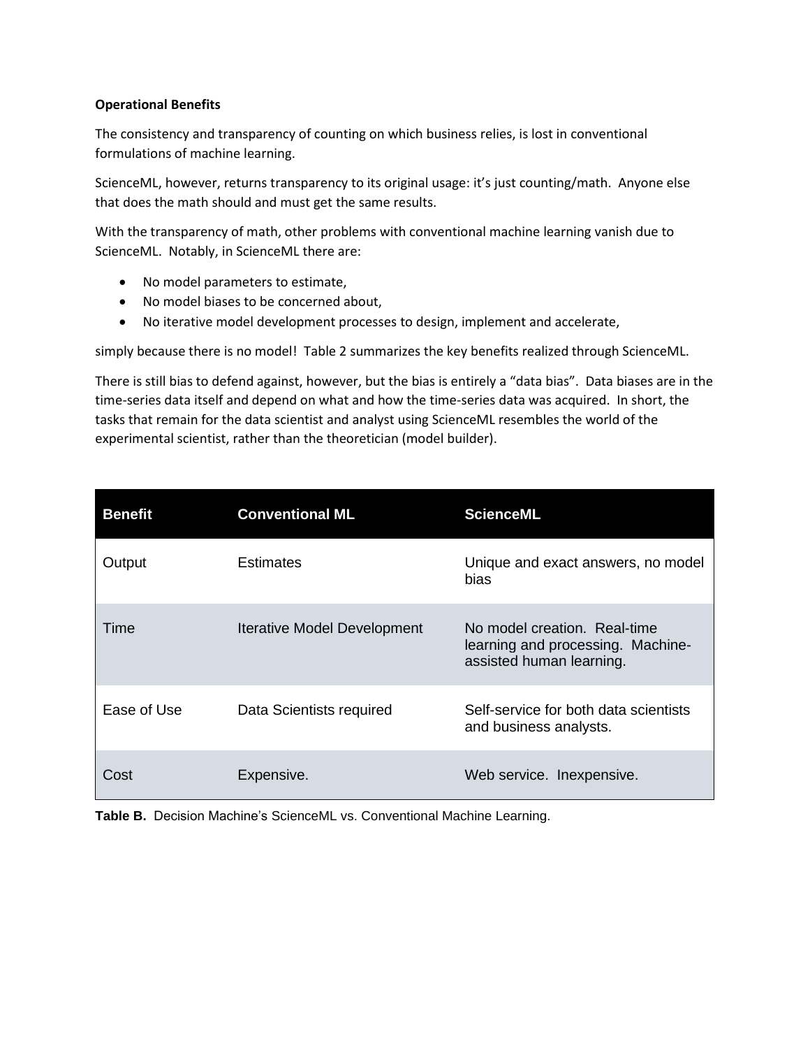**Operational Benefits**

The consistency and transparency of counting on which business relies, is lost in conventional formulations of machine learning.

ScienceML, however, returns transparency to its original usage: it's just counting/math. Anyone else that does the math should and must get the same results.

With the transparency of math, other problems with conventional machine learning vanish due to ScienceML. Notably, in ScienceML there are:

- No model parameters to estimate,
- No model biases to be concerned about,
- No iterative model development processes to design, implement and accelerate,

simply because there is no model! Table 2 summarizes the key benefits realized through ScienceML.

There is still bias to defend against, however, but the bias is entirely a "data bias". Data biases are in the time-series data itself and depend on what and how the time-series data was acquired. In short, the tasks that remain for the data scientist and analyst using ScienceML resembles the world of the experimental scientist, rather than the theoretician (model builder).

| Benefit | Conventional ML | ScienceML |
|---|---|---|
| Output | Estimates | Unique and exact answers, no model bias |
| Time | Iterative Model Development | No model creation. Real-time learning and processing. Machine-assisted human learning. |
| Ease of Use | Data Scientists required | Self-service for both data scientists and business analysts. |
| Cost | Expensive. | Web service. Inexpensive. |

**Table B.** Decision Machine's ScienceML vs. Conventional Machine Learning.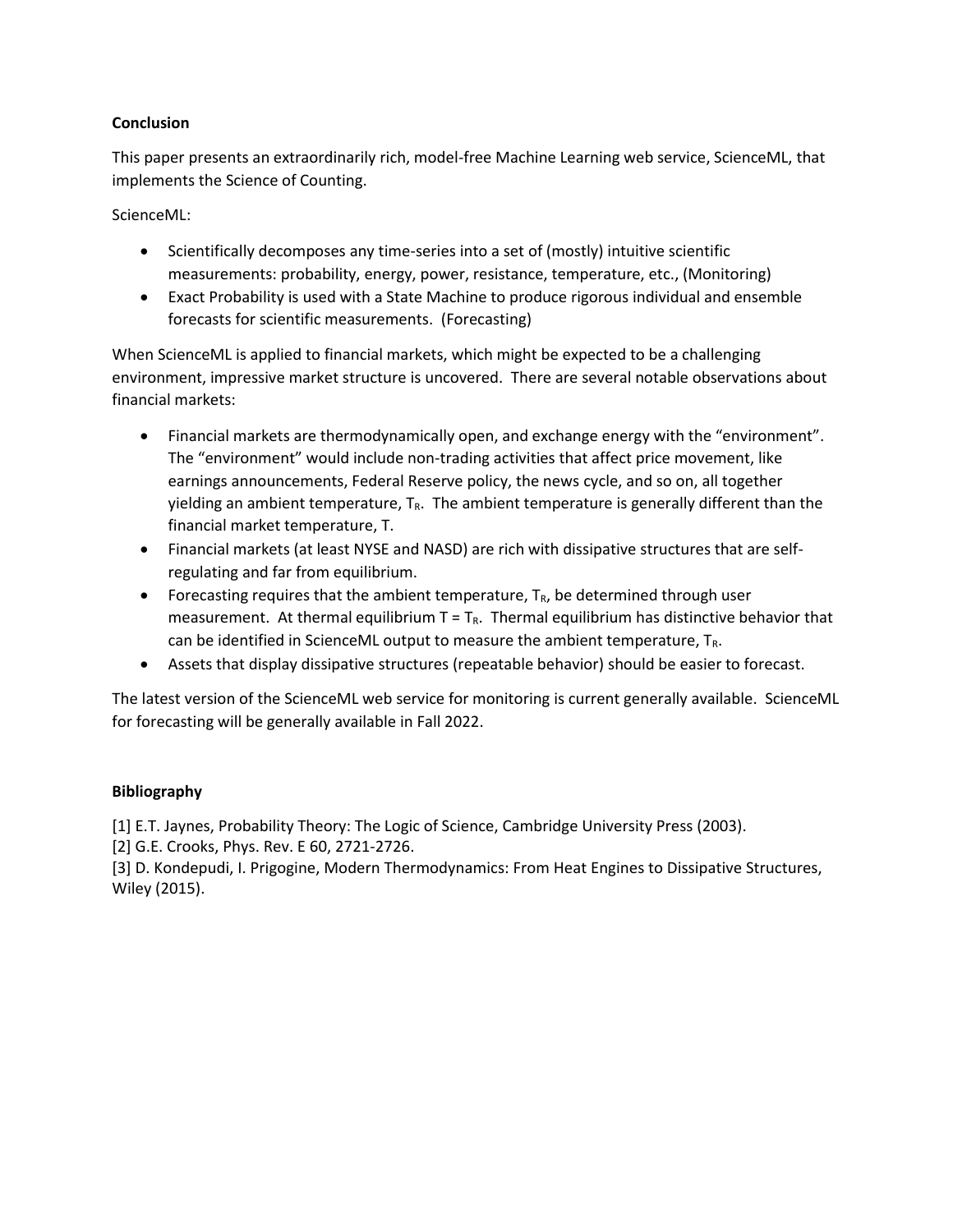**Conclusion**

This paper presents an extraordinarily rich, model-free Machine Learning web service, ScienceML, that implements the Science of Counting.

ScienceML:

- Scientifically decomposes any time-series into a set of (mostly) intuitive scientific measurements: probability, energy, power, resistance, temperature, etc., (Monitoring)
- Exact Probability is used with a State Machine to produce rigorous individual and ensemble forecasts for scientific measurements. (Forecasting)

When ScienceML is applied to financial markets, which might be expected to be a challenging environment, impressive market structure is uncovered. There are several notable observations about financial markets:

- Financial markets are thermodynamically open, and exchange energy with the "environment". The "environment" would include non-trading activities that affect price movement, like earnings announcements, Federal Reserve policy, the news cycle, and so on, all together yielding an ambient temperature, $T_R$. The ambient temperature is generally different than the financial market temperature, T.
- Financial markets (at least NYSE and NASD) are rich with dissipative structures that are self-regulating and far from equilibrium.
- Forecasting requires that the ambient temperature, $T_R$, be determined through user measurement. At thermal equilibrium $T = T_R$. Thermal equilibrium has distinctive behavior that can be identified in ScienceML output to measure the ambient temperature, $T_R$.
- Assets that display dissipative structures (repeatable behavior) should be easier to forecast.

The latest version of the ScienceML web service for monitoring is current generally available. ScienceML for forecasting will be generally available in Fall 2022.

**Bibliography**

[1] E.T. Jaynes, Probability Theory: The Logic of Science, Cambridge University Press (2003).
[2] G.E. Crooks, Phys. Rev. E 60, 2721-2726.
[3] D. Kondepudi, I. Prigogine, Modern Thermodynamics: From Heat Engines to Dissipative Structures, Wiley (2015).